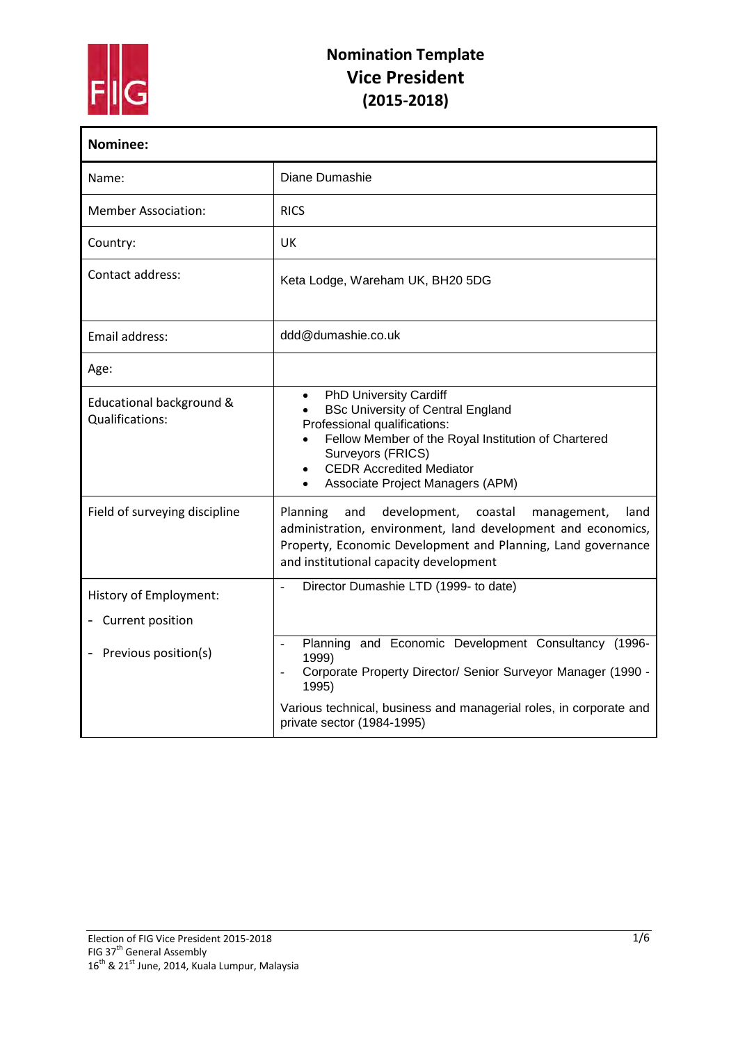# Nomination Template
## Vice President
## (2015-2018)

| **Nominee:** | |
|---|---|
| Name: | Diane Dumashie |
| Member Association: | RICS |
| Country: | UK |
| Contact address: | Keta Lodge, Wareham UK, BH20 5DG |
| Email address: | ddd@dumashie.co.uk |
| Age: | |
| Educational background & Qualifications: | • PhD University Cardiff<br>• BSc University of Central England<br>Professional qualifications:<br>• Fellow Member of the Royal Institution of Chartered Surveyors (FRICS)<br>• CEDR Accredited Mediator<br>• Associate Project Managers (APM) |
| Field of surveying discipline | Planning and development, coastal management, land administration, environment, land development and economics, Property, Economic Development and Planning, Land governance and institutional capacity development |
| History of Employment:<br>- Current position | - Director Dumashie LTD (1999- to date) |
| - Previous position(s) | - Planning and Economic Development Consultancy (1996-1999)<br>- Corporate Property Director/ Senior Surveyor Manager (1990 - 1995)<br>Various technical, business and managerial roles, in corporate and private sector (1984-1995) |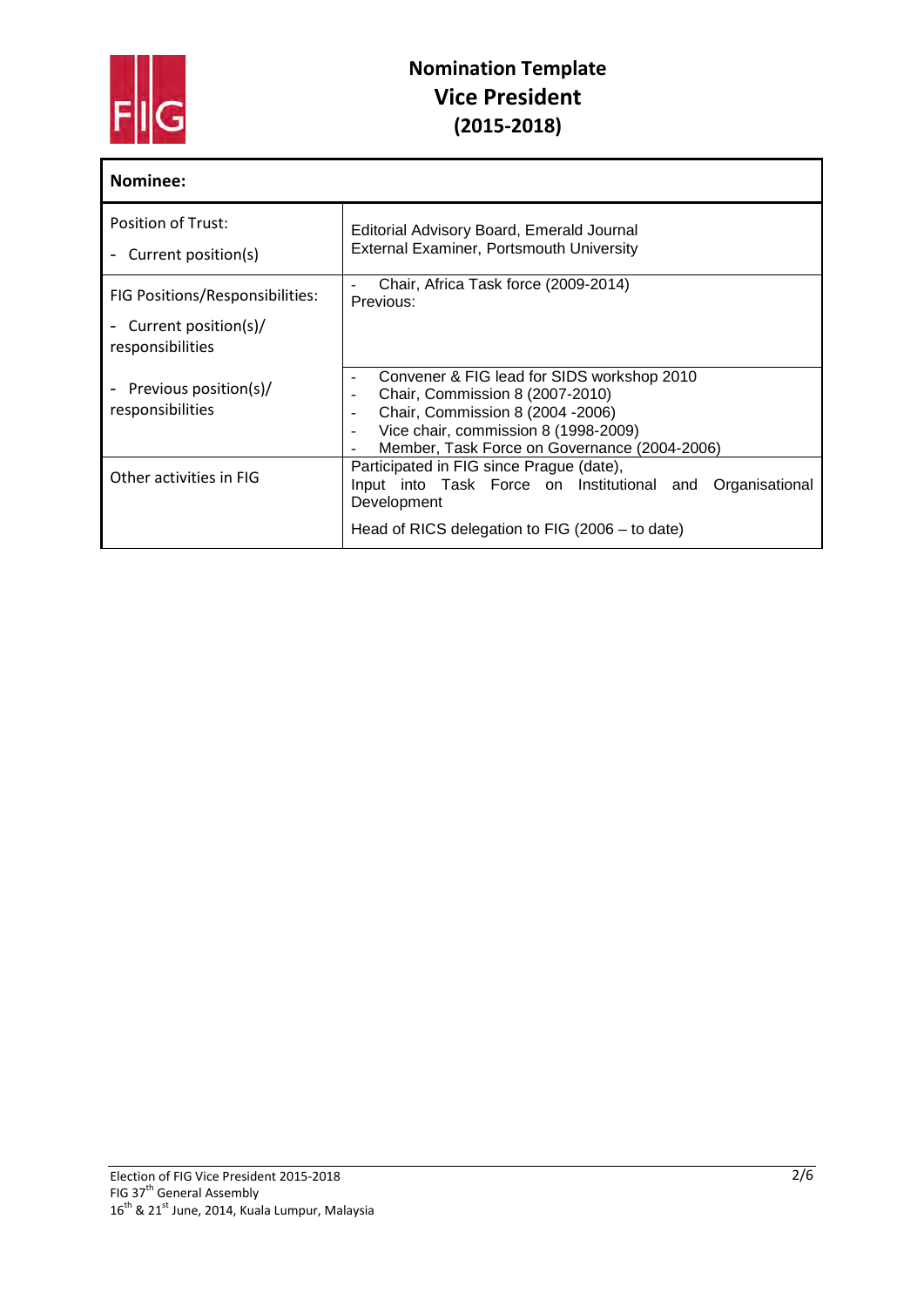# Nomination Template
## Vice President
## (2015-2018)

| Nominee: | |
|---|---|
| Position of Trust:<br>- Current position(s) | Editorial Advisory Board, Emerald Journal<br>External Examiner, Portsmouth University |
| FIG Positions/Responsibilities:<br>- Current position(s)/ responsibilities | - Chair, Africa Task force (2009-2014)<br>Previous: |
| - Previous position(s)/ responsibilities | - Convener & FIG lead for SIDS workshop 2010<br>- Chair, Commission 8 (2007-2010)<br>- Chair, Commission 8 (2004 -2006)<br>- Vice chair, commission 8 (1998-2009)<br>- Member, Task Force on Governance (2004-2006) |
| Other activities in FIG | Participated in FIG since Prague (date),<br>Input into Task Force on Institutional and Organisational Development<br>Head of RICS delegation to FIG (2006 – to date) |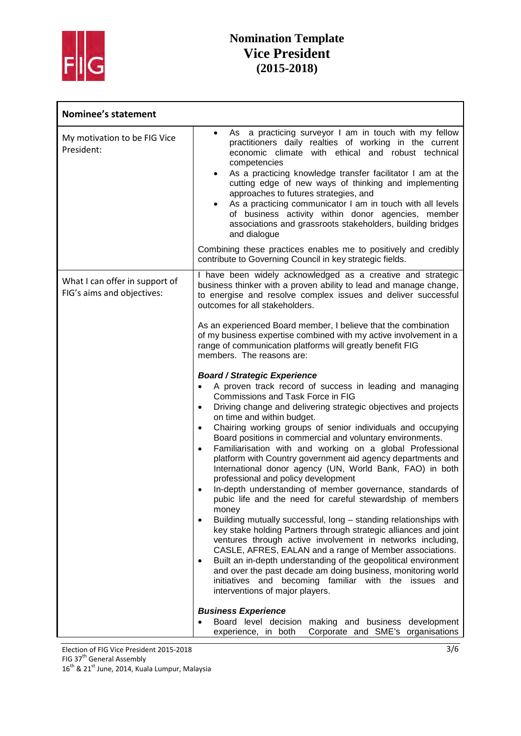# Nomination Template
# Vice President
# (2015-2018)

| Nominee's statement | |
|---|---|
| My motivation to be FIG Vice President: | • As a practicing surveyor I am in touch with my fellow practitioners daily realties of working in the current economic climate with ethical and robust technical competencies<br>• As a practicing knowledge transfer facilitator I am at the cutting edge of new ways of thinking and implementing approaches to futures strategies, and<br>• As a practicing communicator I am in touch with all levels of business activity within donor agencies, member associations and grassroots stakeholders, building bridges and dialogue<br><br>Combining these practices enables me to positively and credibly contribute to Governing Council in key strategic fields. |
| What I can offer in support of FIG's aims and objectives: | I have been widely acknowledged as a creative and strategic business thinker with a proven ability to lead and manage change, to energise and resolve complex issues and deliver successful outcomes for all stakeholders.<br><br>As an experienced Board member, I believe that the combination of my business expertise combined with my active involvement in a range of communication platforms will greatly benefit FIG members. The reasons are:<br><br>***Board / Strategic Experience***<br>• A proven track record of success in leading and managing Commissions and Task Force in FIG<br>• Driving change and delivering strategic objectives and projects on time and within budget.<br>• Chairing working groups of senior individuals and occupying Board positions in commercial and voluntary environments.<br>• Familiarisation with and working on a global Professional platform with Country government aid agency departments and International donor agency (UN, World Bank, FAO) in both professional and policy development<br>• In-depth understanding of member governance, standards of pubic life and the need for careful stewardship of members money<br>• Building mutually successful, long – standing relationships with key stake holding Partners through strategic alliances and joint ventures through active involvement in networks including, CASLE, AFRES, EALAN and a range of Member associations.<br>• Built an in-depth understanding of the geopolitical environment and over the past decade am doing business, monitoring world initiatives and becoming familiar with the issues and interventions of major players.<br><br>***Business Experience***<br>• Board level decision making and business development experience, in both Corporate and SME's organisations |

Election of FIG Vice President 2015-2018
FIG 37th General Assembly
16th & 21st June, 2014, Kuala Lumpur, Malaysia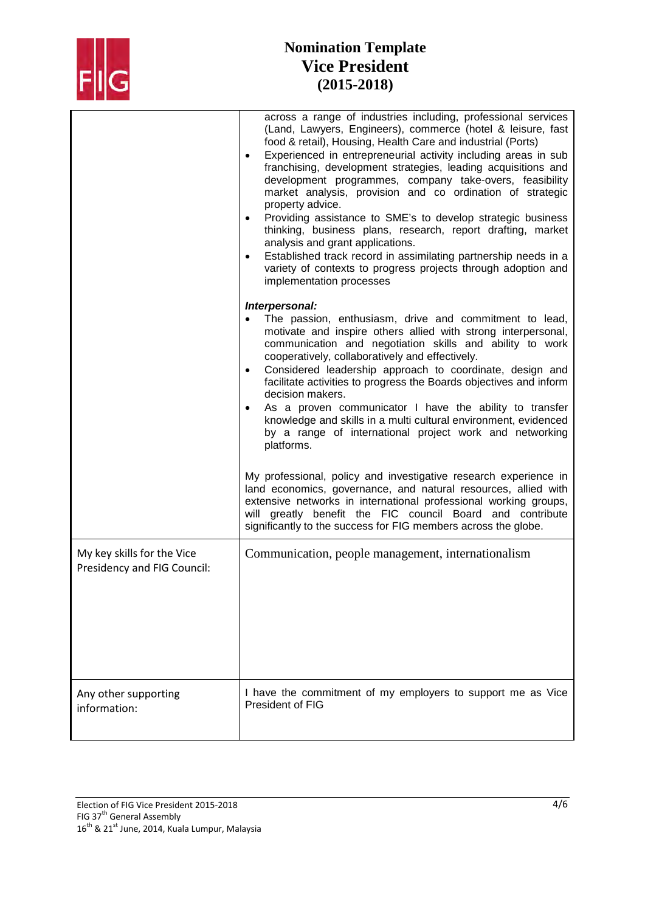# Nomination Template
# Vice President
# (2015-2018)

| | |
|---|---|
| | across a range of industries including, professional services (Land, Lawyers, Engineers), commerce (hotel & leisure, fast food & retail), Housing, Health Care and industrial (Ports)<br>• Experienced in entrepreneurial activity including areas in sub franchising, development strategies, leading acquisitions and development programmes, company take-overs, feasibility market analysis, provision and co ordination of strategic property advice.<br>• Providing assistance to SME's to develop strategic business thinking, business plans, research, report drafting, market analysis and grant applications.<br>• Established track record in assimilating partnership needs in a variety of contexts to progress projects through adoption and implementation processes<br><br>***Interpersonal:***<br>• The passion, enthusiasm, drive and commitment to lead, motivate and inspire others allied with strong interpersonal, communication and negotiation skills and ability to work cooperatively, collaboratively and effectively.<br>• Considered leadership approach to coordinate, design and facilitate activities to progress the Boards objectives and inform decision makers.<br>• As a proven communicator I have the ability to transfer knowledge and skills in a multi cultural environment, evidenced by a range of international project work and networking platforms.<br><br>My professional, policy and investigative research experience in land economics, governance, and natural resources, allied with extensive networks in international professional working groups, will greatly benefit the FIC council Board and contribute significantly to the success for FIG members across the globe. |
| My key skills for the Vice Presidency and FIG Council: | Communication, people management, internationalism |
| Any other supporting information: | I have the commitment of my employers to support me as Vice President of FIG |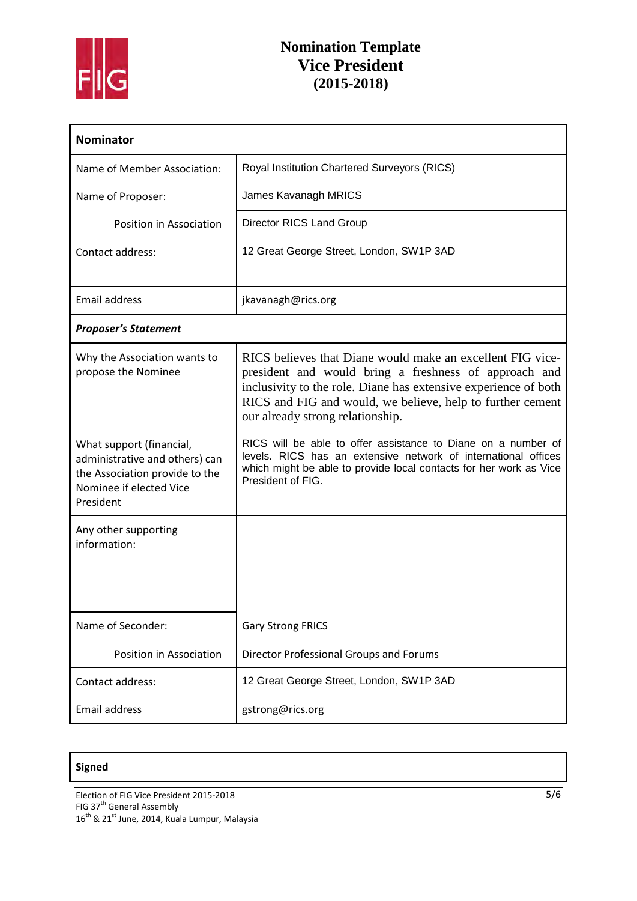# Nomination Template
## Vice President
## (2015-2018)

| **Nominator** | |
|---|---|
| Name of Member Association: | Royal Institution Chartered Surveyors (RICS) |
| Name of Proposer: | James Kavanagh MRICS |
| Position in Association | Director RICS Land Group |
| Contact address: | 12 Great George Street, London, SW1P 3AD |
| Email address | jkavanagh@rics.org |
| ***Proposer's Statement*** | |
| Why the Association wants to propose the Nominee | RICS believes that Diane would make an excellent FIG vice-president and would bring a freshness of approach and inclusivity to the role. Diane has extensive experience of both RICS and FIG and would, we believe, help to further cement our already strong relationship. |
| What support (financial, administrative and others) can the Association provide to the Nominee if elected Vice President | RICS will be able to offer assistance to Diane on a number of levels. RICS has an extensive network of international offices which might be able to provide local contacts for her work as Vice President of FIG. |
| Any other supporting information: | |
| Name of Seconder: | Gary Strong FRICS |
| Position in Association | Director Professional Groups and Forums |
| Contact address: | 12 Great George Street, London, SW1P 3AD |
| Email address | gstrong@rics.org |

| **Signed** |
|---|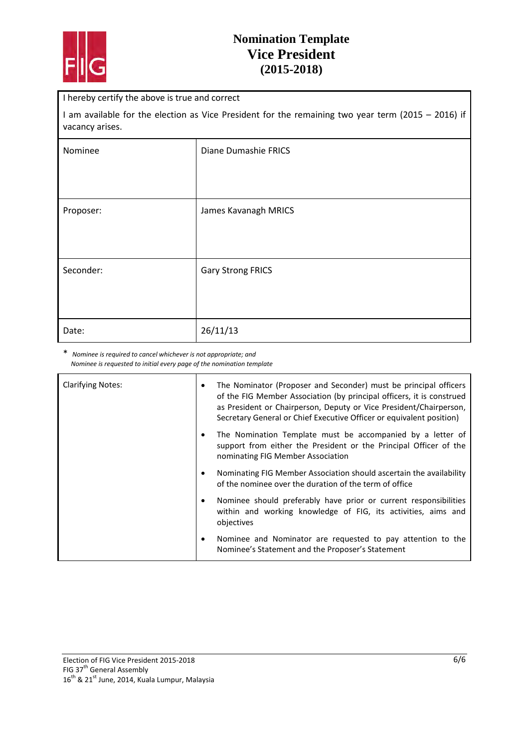# Nomination Template
# Vice President
# (2015-2018)

| I hereby certify the above is true and correct<br>I am available for the election as Vice President for the remaining two year term (2015 – 2016) if vacancy arises. | |
|---|---|
| Nominee | Diane Dumashie FRICS |
| Proposer: | James Kavanagh MRICS |
| Seconder: | Gary Strong FRICS |
| Date: | 26/11/13 |

\* *Nominee is required to cancel whichever is not appropriate; and*
*Nominee is requested to initial every page of the nomination template*

| Clarifying Notes: | |
|---|---|
| | • The Nominator (Proposer and Seconder) must be principal officers of the FIG Member Association (by principal officers, it is construed as President or Chairperson, Deputy or Vice President/Chairperson, Secretary General or Chief Executive Officer or equivalent position)<br>• The Nomination Template must be accompanied by a letter of support from either the President or the Principal Officer of the nominating FIG Member Association<br>• Nominating FIG Member Association should ascertain the availability of the nominee over the duration of the term of office<br>• Nominee should preferably have prior or current responsibilities within and working knowledge of FIG, its activities, aims and objectives<br>• Nominee and Nominator are requested to pay attention to the Nominee's Statement and the Proposer's Statement |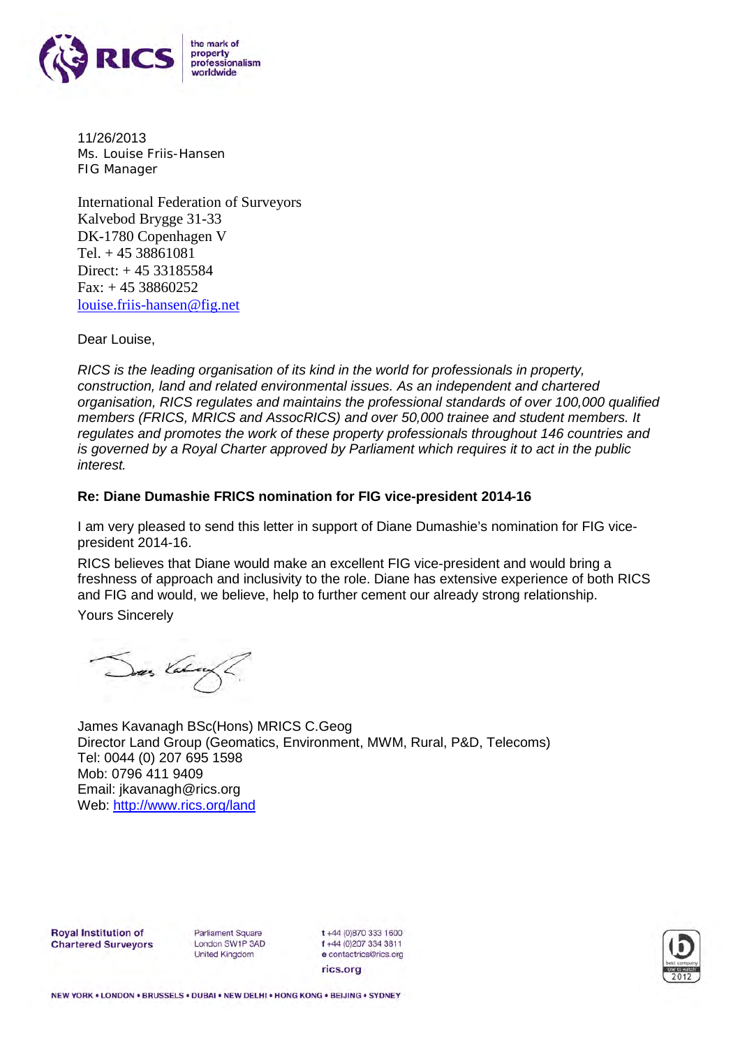RICS — the mark of property professionalism worldwide

11/26/2013
Ms. Louise Friis-Hansen
FIG Manager

International Federation of Surveyors
Kalvebod Brygge 31-33
DK-1780 Copenhagen V
Tel. + 45 38861081
Direct: + 45 33185584
Fax: + 45 38860252
louise.friis-hansen@fig.net

Dear Louise,

*RICS is the leading organisation of its kind in the world for professionals in property, construction, land and related environmental issues. As an independent and chartered organisation, RICS regulates and maintains the professional standards of over 100,000 qualified members (FRICS, MRICS and AssocRICS) and over 50,000 trainee and student members. It regulates and promotes the work of these property professionals throughout 146 countries and is governed by a Royal Charter approved by Parliament which requires it to act in the public interest.*

**Re: Diane Dumashie FRICS nomination for FIG vice-president 2014-16**

I am very pleased to send this letter in support of Diane Dumashie's nomination for FIG vice-president 2014-16.

RICS believes that Diane would make an excellent FIG vice-president and would bring a freshness of approach and inclusivity to the role. Diane has extensive experience of both RICS and FIG and would, we believe, help to further cement our already strong relationship.

Yours Sincerely

James Kavanagh BSc(Hons) MRICS C.Geog
Director Land Group (Geomatics, Environment, MWM, Rural, P&D, Telecoms)
Tel: 0044 (0) 207 695 1598
Mob: 0796 411 9409
Email: jkavanagh@rics.org
Web: http://www.rics.org/land

**Royal Institution of Chartered Surveyors**
Parliament Square
London SW1P 3AD
United Kingdom

t +44 (0)870 333 1600
f +44 (0)207 334 3811
e contactrics@rics.org
rics.org

NEW YORK • LONDON • BRUSSELS • DUBAI • NEW DELHI • HONG KONG • BEIJING • SYDNEY

best company 'one to watch' 2012